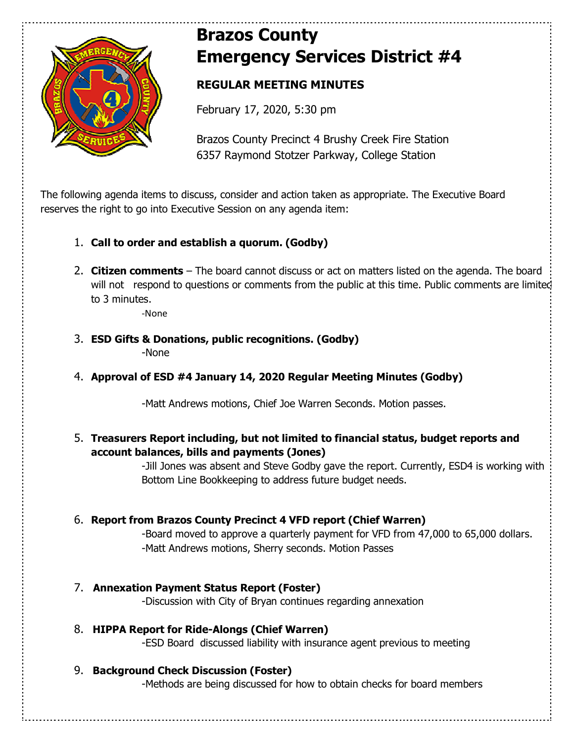# Brazos County
# Emergency Services District #4

## REGULAR MEETING MINUTES

February 17, 2020, 5:30 pm

Brazos County Precinct 4 Brushy Creek Fire Station
6357 Raymond Stotzer Parkway, College Station

The following agenda items to discuss, consider and action taken as appropriate. The Executive Board reserves the right to go into Executive Session on any agenda item:

1. **Call to order and establish a quorum. (Godby)**

2. **Citizen comments** – The board cannot discuss or act on matters listed on the agenda. The board will not respond to questions or comments from the public at this time. Public comments are limited to 3 minutes.

   -None

3. **ESD Gifts & Donations, public recognitions. (Godby)**

   -None

4. **Approval of ESD #4 January 14, 2020 Regular Meeting Minutes (Godby)**

   -Matt Andrews motions, Chief Joe Warren Seconds. Motion passes.

5. **Treasurers Report including, but not limited to financial status, budget reports and account balances, bills and payments (Jones)**

   -Jill Jones was absent and Steve Godby gave the report. Currently, ESD4 is working with Bottom Line Bookkeeping to address future budget needs.

6. **Report from Brazos County Precinct 4 VFD report (Chief Warren)**

   -Board moved to approve a quarterly payment for VFD from 47,000 to 65,000 dollars.
   -Matt Andrews motions, Sherry seconds. Motion Passes

7. **Annexation Payment Status Report (Foster)**

   -Discussion with City of Bryan continues regarding annexation

8. **HIPPA Report for Ride-Alongs (Chief Warren)**

   -ESD Board discussed liability with insurance agent previous to meeting

9. **Background Check Discussion (Foster)**

   -Methods are being discussed for how to obtain checks for board members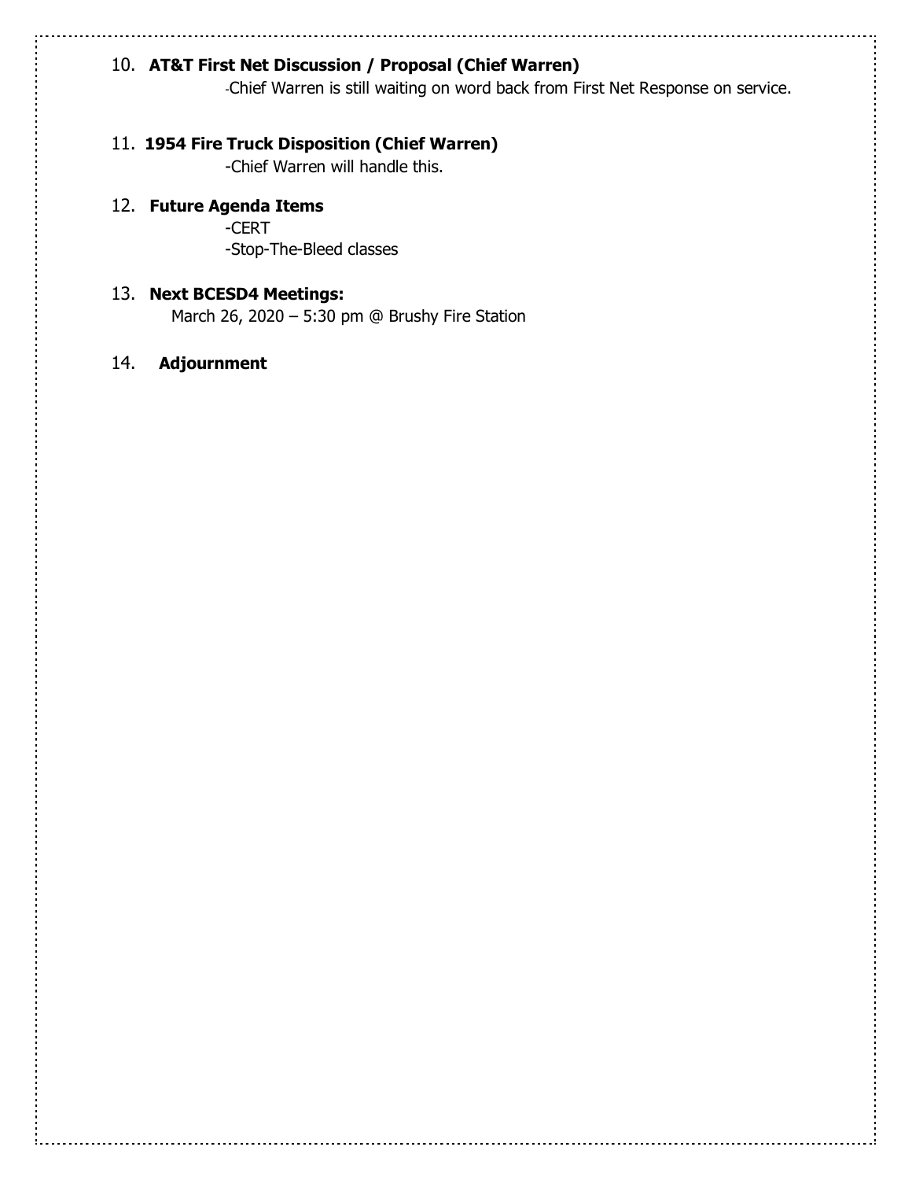10. **AT&T First Net Discussion / Proposal (Chief Warren)**

    -Chief Warren is still waiting on word back from First Net Response on service.

11. **1954 Fire Truck Disposition (Chief Warren)**

    -Chief Warren will handle this.

12. **Future Agenda Items**

    -CERT
    -Stop-The-Bleed classes

13. **Next BCESD4 Meetings:**

    March 26, 2020 – 5:30 pm @ Brushy Fire Station

14. **Adjournment**